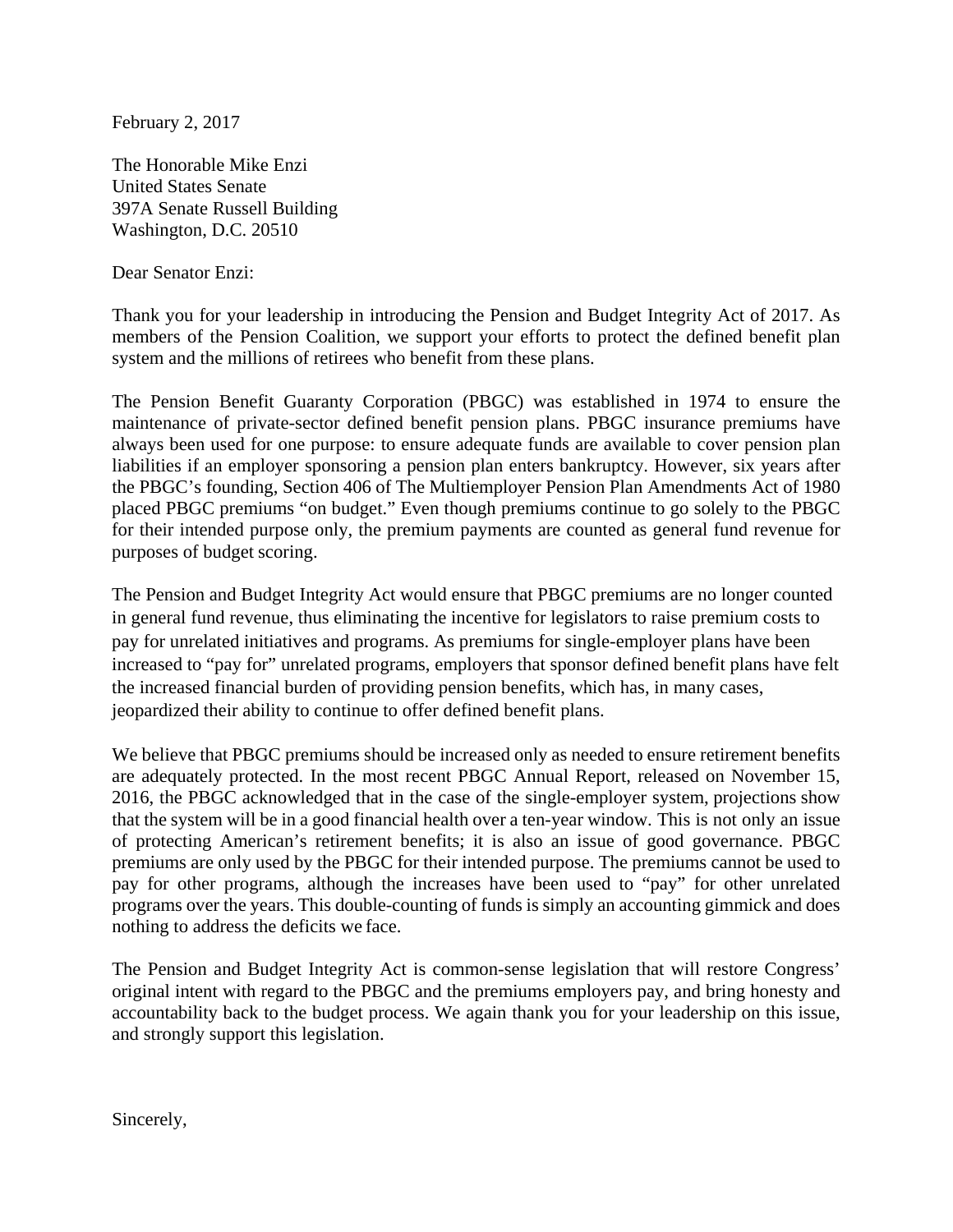February 2, 2017

The Honorable Mike Enzi
United States Senate
397A Senate Russell Building
Washington, D.C. 20510

Dear Senator Enzi:

Thank you for your leadership in introducing the Pension and Budget Integrity Act of 2017. As members of the Pension Coalition, we support your efforts to protect the defined benefit plan system and the millions of retirees who benefit from these plans.

The Pension Benefit Guaranty Corporation (PBGC) was established in 1974 to ensure the maintenance of private-sector defined benefit pension plans. PBGC insurance premiums have always been used for one purpose: to ensure adequate funds are available to cover pension plan liabilities if an employer sponsoring a pension plan enters bankruptcy. However, six years after the PBGC's founding, Section 406 of The Multiemployer Pension Plan Amendments Act of 1980 placed PBGC premiums "on budget." Even though premiums continue to go solely to the PBGC for their intended purpose only, the premium payments are counted as general fund revenue for purposes of budget scoring.

The Pension and Budget Integrity Act would ensure that PBGC premiums are no longer counted in general fund revenue, thus eliminating the incentive for legislators to raise premium costs to pay for unrelated initiatives and programs. As premiums for single-employer plans have been increased to "pay for" unrelated programs, employers that sponsor defined benefit plans have felt the increased financial burden of providing pension benefits, which has, in many cases, jeopardized their ability to continue to offer defined benefit plans.

We believe that PBGC premiums should be increased only as needed to ensure retirement benefits are adequately protected. In the most recent PBGC Annual Report, released on November 15, 2016, the PBGC acknowledged that in the case of the single-employer system, projections show that the system will be in a good financial health over a ten-year window. This is not only an issue of protecting American's retirement benefits; it is also an issue of good governance. PBGC premiums are only used by the PBGC for their intended purpose. The premiums cannot be used to pay for other programs, although the increases have been used to "pay" for other unrelated programs over the years. This double-counting of funds is simply an accounting gimmick and does nothing to address the deficits we face.

The Pension and Budget Integrity Act is common-sense legislation that will restore Congress' original intent with regard to the PBGC and the premiums employers pay, and bring honesty and accountability back to the budget process. We again thank you for your leadership on this issue, and strongly support this legislation.

Sincerely,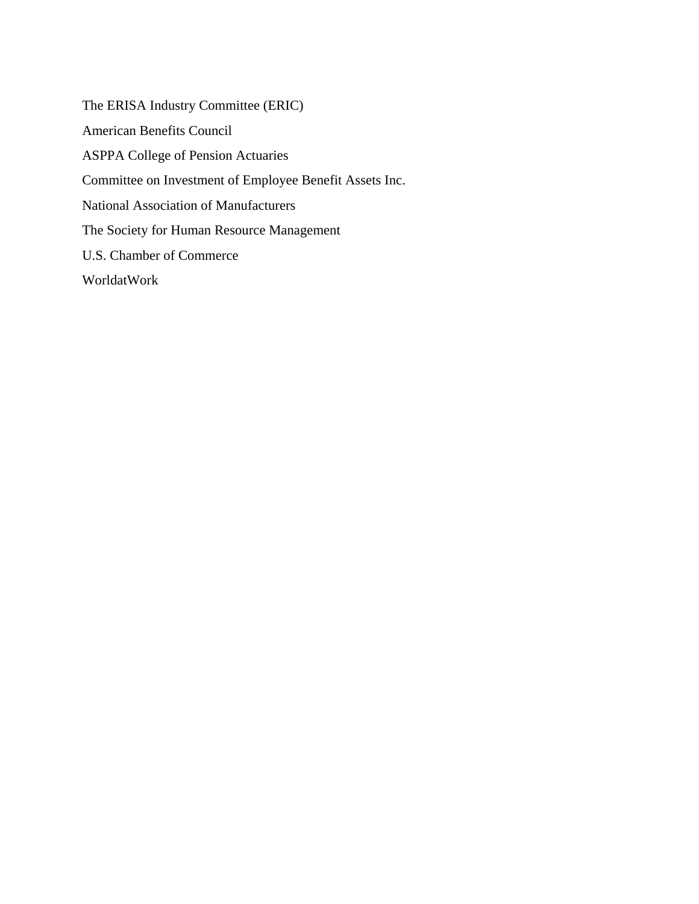The ERISA Industry Committee (ERIC)

American Benefits Council

ASPPA College of Pension Actuaries

Committee on Investment of Employee Benefit Assets Inc.

National Association of Manufacturers

The Society for Human Resource Management

U.S. Chamber of Commerce

WorldatWork